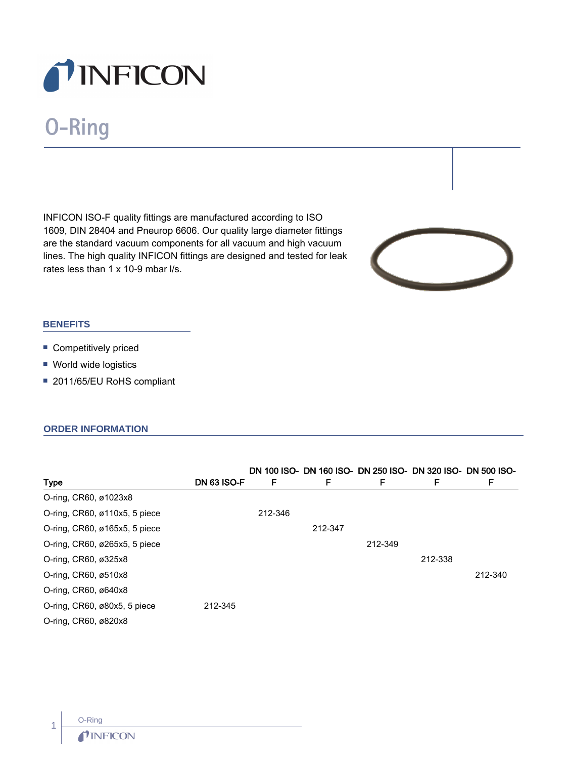# O-Ring

INFICON ISO-F quality fittings are manufactured according to ISO 1609, DIN 28404 and Pneurop 6606. Our quality large diameter fittings are the standard vacuum components for all vacuum and high vacuum lines. The high quality INFICON fittings are designed and tested for leak rates less than 1 x 10-9 mbar l/s.

## BENEFITS

- Competitively priced
- World wide logistics
- 2011/65/EU RoHS compliant

## ORDER INFORMATION

| Type | DN 63 ISO-F | DN 100 ISO-F | DN 160 ISO-F | DN 250 ISO-F | DN 320 ISO-F | DN 500 ISO-F |
|---|---|---|---|---|---|---|
| O-ring, CR60, ø1023x8 | | | | | | |
| O-ring, CR60, ø110x5, 5 piece | | 212-346 | | | | |
| O-ring, CR60, ø165x5, 5 piece | | | 212-347 | | | |
| O-ring, CR60, ø265x5, 5 piece | | | | 212-349 | | |
| O-ring, CR60, ø325x8 | | | | | 212-338 | |
| O-ring, CR60, ø510x8 | | | | | | 212-340 |
| O-ring, CR60, ø640x8 | | | | | | |
| O-ring, CR60, ø80x5, 5 piece | 212-345 | | | | | |
| O-ring, CR60, ø820x8 | | | | | | |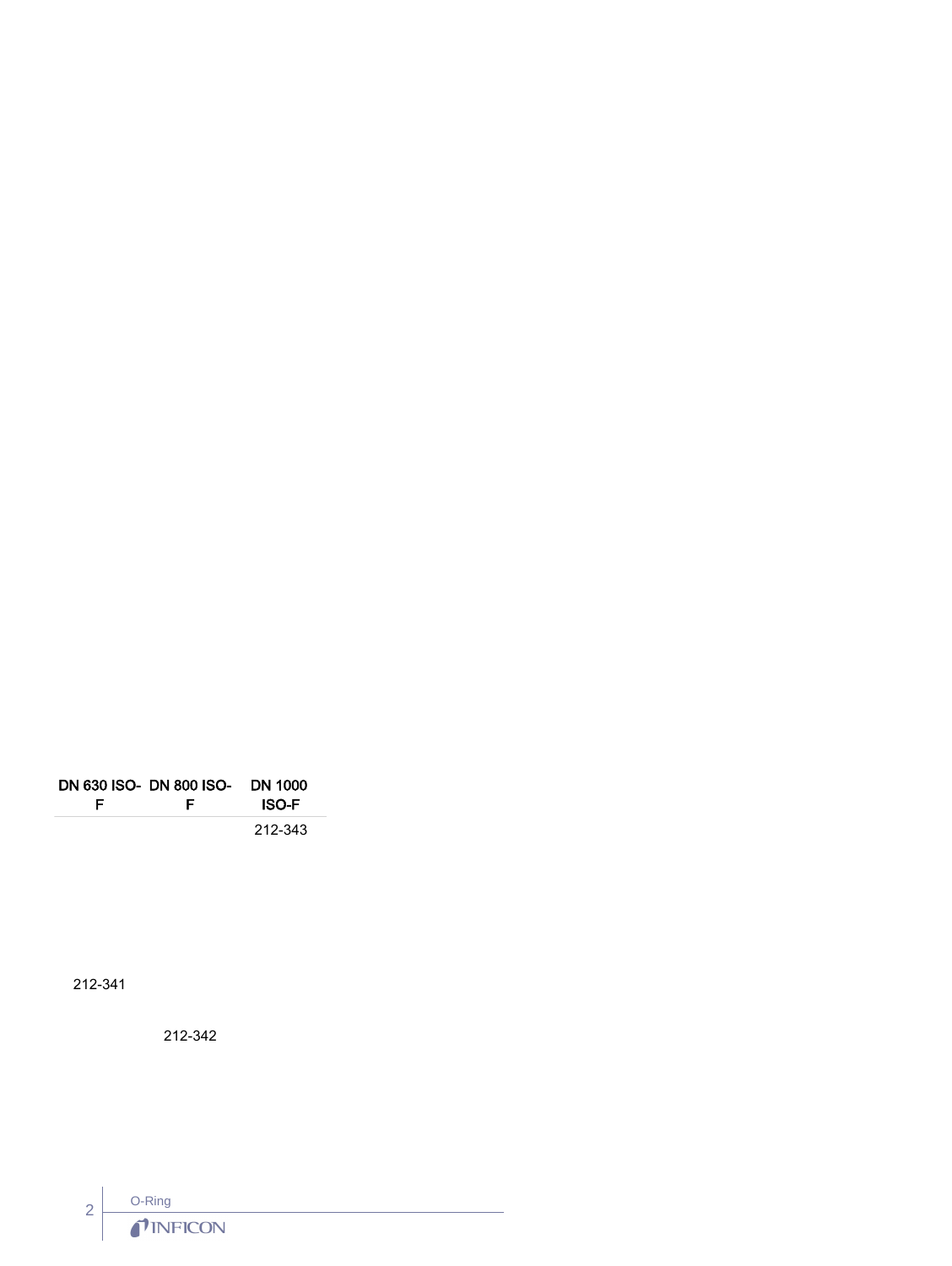| DN 630 ISO-F | DN 800 ISO-F | DN 1000 ISO-F |
|---|---|---|
| | | 212-343 |
| 212-341 | | |
| | 212-342 | |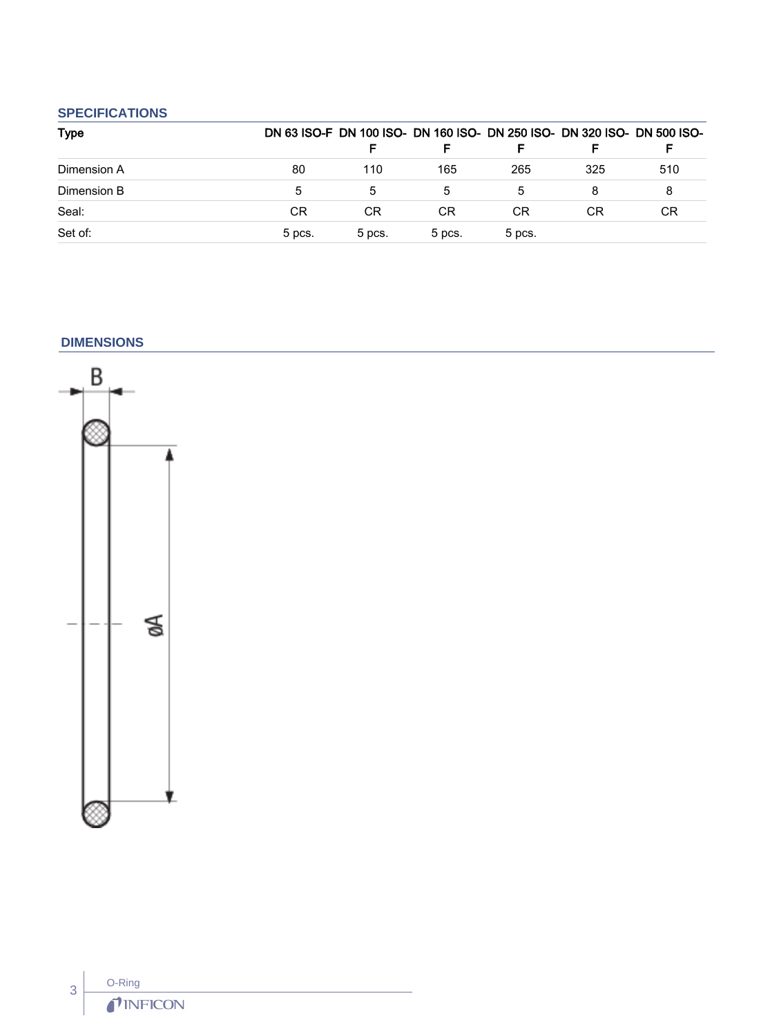## SPECIFICATIONS

| Type | DN 63 ISO-F | DN 100 ISO-F | DN 160 ISO-F | DN 250 ISO-F | DN 320 ISO-F | DN 500 ISO-F |
|---|---|---|---|---|---|---|
| Dimension A | 80 | 110 | 165 | 265 | 325 | 510 |
| Dimension B | 5 | 5 | 5 | 5 | 8 | 8 |
| Seal: | CR | CR | CR | CR | CR | CR |
| Set of: | 5 pcs. | 5 pcs. | 5 pcs. | 5 pcs. | | |

## DIMENSIONS

B

ØA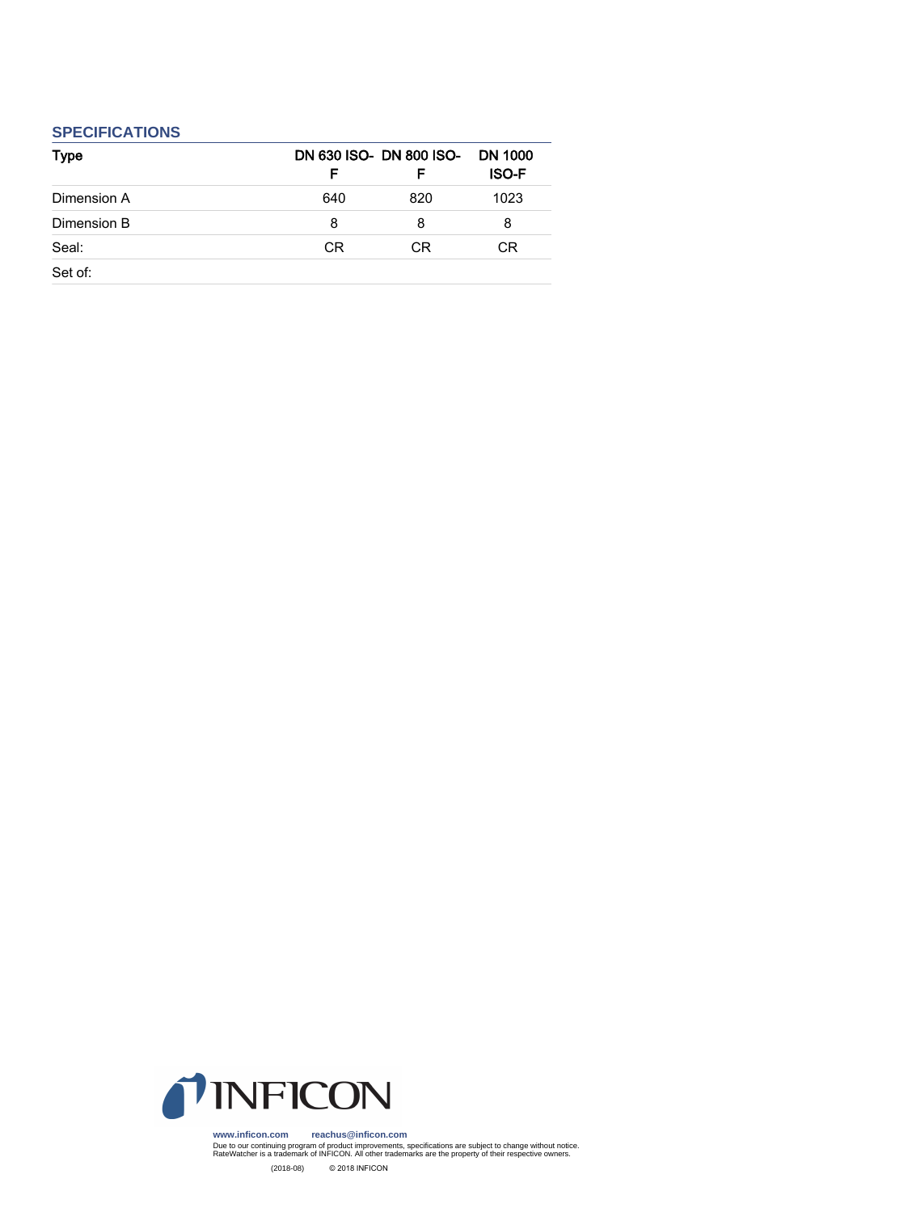## SPECIFICATIONS

| Type | DN 630 ISO-F | DN 800 ISO-F | DN 1000 ISO-F |
|---|---|---|---|
| Dimension A | 640 | 820 | 1023 |
| Dimension B | 8 | 8 | 8 |
| Seal: | CR | CR | CR |
| Set of: | | | |

INFICON

**www.inficon.com** **reachus@inficon.com**

Due to our continuing program of product improvements, specifications are subject to change without notice.
RateWatcher is a trademark of INFICON. All other trademarks are the property of their respective owners.

(2018-08) © 2018 INFICON